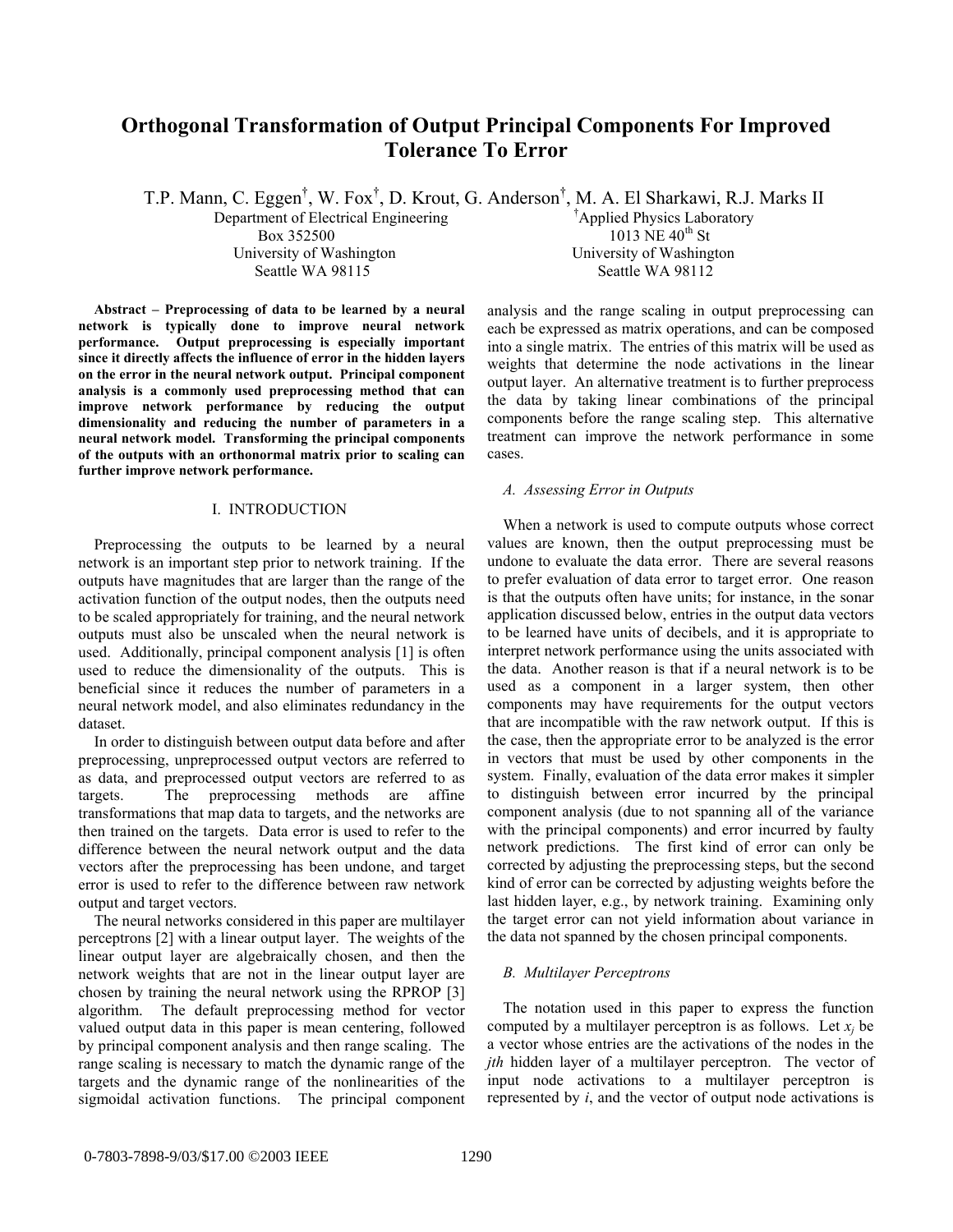# Orthogonal Transformation of Output Principal Components For Improved Tolerance To Error

T.P. Mann, C. Eggen[†], W. Fox[†], D. Krout, G. Anderson[†], M. A. El Sharkawi, R.J. Marks II

Department of Electrical Engineering
Box 352500
University of Washington
Seattle WA 98115

[†]Applied Physics Laboratory
1013 NE 40th St
University of Washington
Seattle WA 98112

**Abstract – Preprocessing of data to be learned by a neural network is typically done to improve neural network performance. Output preprocessing is especially important since it directly affects the influence of error in the hidden layers on the error in the neural network output. Principal component analysis is a commonly used preprocessing method that can improve network performance by reducing the output dimensionality and reducing the number of parameters in a neural network model. Transforming the principal components of the outputs with an orthonormal matrix prior to scaling can further improve network performance.**

## I. INTRODUCTION

Preprocessing the outputs to be learned by a neural network is an important step prior to network training. If the outputs have magnitudes that are larger than the range of the activation function of the output nodes, then the outputs need to be scaled appropriately for training, and the neural network outputs must also be unscaled when the neural network is used. Additionally, principal component analysis [1] is often used to reduce the dimensionality of the outputs. This is beneficial since it reduces the number of parameters in a neural network model, and also eliminates redundancy in the dataset.

In order to distinguish between output data before and after preprocessing, unpreprocessed output vectors are referred to as data, and preprocessed output vectors are referred to as targets. The preprocessing methods are affine transformations that map data to targets, and the networks are then trained on the targets. Data error is used to refer to the difference between the neural network output and the data vectors after the preprocessing has been undone, and target error is used to refer to the difference between raw network output and target vectors.

The neural networks considered in this paper are multilayer perceptrons [2] with a linear output layer. The weights of the linear output layer are algebraically chosen, and then the network weights that are not in the linear output layer are chosen by training the neural network using the RPROP [3] algorithm. The default preprocessing method for vector valued output data in this paper is mean centering, followed by principal component analysis and then range scaling. The range scaling is necessary to match the dynamic range of the targets and the dynamic range of the nonlinearities of the sigmoidal activation functions. The principal component analysis and the range scaling in output preprocessing can each be expressed as matrix operations, and can be composed into a single matrix. The entries of this matrix will be used as weights that determine the node activations in the linear output layer. An alternative treatment is to further preprocess the data by taking linear combinations of the principal components before the range scaling step. This alternative treatment can improve the network performance in some cases.

### *A. Assessing Error in Outputs*

When a network is used to compute outputs whose correct values are known, then the output preprocessing must be undone to evaluate the data error. There are several reasons to prefer evaluation of data error to target error. One reason is that the outputs often have units; for instance, in the sonar application discussed below, entries in the output data vectors to be learned have units of decibels, and it is appropriate to interpret network performance using the units associated with the data. Another reason is that if a neural network is to be used as a component in a larger system, then other components may have requirements for the output vectors that are incompatible with the raw network output. If this is the case, then the appropriate error to be analyzed is the error in vectors that must be used by other components in the system. Finally, evaluation of the data error makes it simpler to distinguish between error incurred by the principal component analysis (due to not spanning all of the variance with the principal components) and error incurred by faulty network predictions. The first kind of error can only be corrected by adjusting the preprocessing steps, but the second kind of error can be corrected by adjusting weights before the last hidden layer, e.g., by network training. Examining only the target error can not yield information about variance in the data not spanned by the chosen principal components.

### *B. Multilayer Perceptrons*

The notation used in this paper to express the function computed by a multilayer perceptron is as follows. Let $x_j$ be a vector whose entries are the activations of the nodes in the *jth* hidden layer of a multilayer perceptron. The vector of input node activations to a multilayer perceptron is represented by $i$, and the vector of output node activations is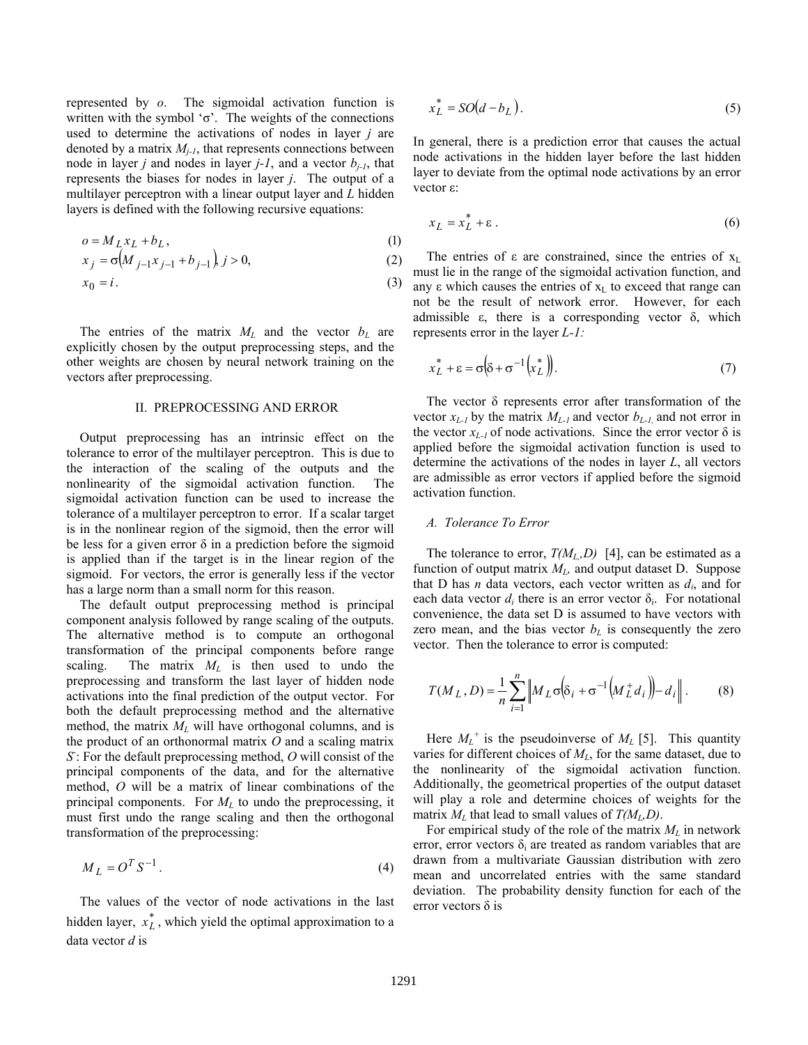represented by $o$. The sigmoidal activation function is written with the symbol '$\sigma$'. The weights of the connections used to determine the activations of nodes in layer $j$ are denoted by a matrix $M_{j-1}$, that represents connections between node in layer $j$ and nodes in layer $j-1$, and a vector $b_{j-1}$, that represents the biases for nodes in layer $j$. The output of a multilayer perceptron with a linear output layer and $L$ hidden layers is defined with the following recursive equations:

$$o = M_L x_L + b_L, \tag{1}$$

$$x_j = \sigma\left(M_{j-1} x_{j-1} + b_{j-1}\right), j > 0, \tag{2}$$

$$x_0 = i. \tag{3}$$

The entries of the matrix $M_L$ and the vector $b_L$ are explicitly chosen by the output preprocessing steps, and the other weights are chosen by neural network training on the vectors after preprocessing.

## II. PREPROCESSING AND ERROR

Output preprocessing has an intrinsic effect on the tolerance to error of the multilayer perceptron. This is due to the interaction of the scaling of the outputs and the nonlinearity of the sigmoidal activation function. The sigmoidal activation function can be used to increase the tolerance of a multilayer perceptron to error. If a scalar target is in the nonlinear region of the sigmoid, then the error will be less for a given error $\delta$ in a prediction before the sigmoid is applied than if the target is in the linear region of the sigmoid. For vectors, the error is generally less if the vector has a large norm than a small norm for this reason.

The default output preprocessing method is principal component analysis followed by range scaling of the outputs. The alternative method is to compute an orthogonal transformation of the principal components before range scaling. The matrix $M_L$ is then used to undo the preprocessing and transform the last layer of hidden node activations into the final prediction of the output vector. For both the default preprocessing method and the alternative method, the matrix $M_L$ will have orthogonal columns, and is the product of an orthonormal matrix $O$ and a scaling matrix $S$: For the default preprocessing method, $O$ will consist of the principal components of the data, and for the alternative method, $O$ will be a matrix of linear combinations of the principal components. For $M_L$ to undo the preprocessing, it must first undo the range scaling and then the orthogonal transformation of the preprocessing:

$$M_L = O^T S^{-1}. \tag{4}$$

The values of the vector of node activations in the last hidden layer, $x_L^*$, which yield the optimal approximation to a data vector $d$ is

$$x_L^* = SO\left(d - b_L\right). \tag{5}$$

In general, there is a prediction error that causes the actual node activations in the hidden layer before the last hidden layer to deviate from the optimal node activations by an error vector $\varepsilon$:

$$x_L = x_L^* + \varepsilon. \tag{6}$$

The entries of $\varepsilon$ are constrained, since the entries of $x_L$ must lie in the range of the sigmoidal activation function, and any $\varepsilon$ which causes the entries of $x_L$ to exceed that range can not be the result of network error. However, for each admissible $\varepsilon$, there is a corresponding vector $\delta$, which represents error in the layer $L-1$:

$$x_L^* + \varepsilon = \sigma\left(\delta + \sigma^{-1}\left(x_L^*\right)\right). \tag{7}$$

The vector $\delta$ represents error after transformation of the vector $x_{L-1}$ by the matrix $M_{L-1}$ and vector $b_{L-1}$ and not error in the vector $x_{L-1}$ of node activations. Since the error vector $\delta$ is applied before the sigmoidal activation function is used to determine the activations of the nodes in layer $L$, all vectors are admissible as error vectors if applied before the sigmoid activation function.

### A. Tolerance To Error

The tolerance to error, $T(M_L,D)$ [4], can be estimated as a function of output matrix $M_L$, and output dataset D. Suppose that D has $n$ data vectors, each vector written as $d_i$, and for each data vector $d_i$ there is an error vector $\delta_i$. For notational convenience, the data set D is assumed to have vectors with zero mean, and the bias vector $b_L$ is consequently the zero vector. Then the tolerance to error is computed:

$$T(M_L, D) = \frac{1}{n}\sum_{i=1}^{n}\left\| M_L \sigma\left(\delta_i + \sigma^{-1}\left(M_L^+ d_i\right)\right) - d_i \right\|. \tag{8}$$

Here $M_L^+$ is the pseudoinverse of $M_L$ [5]. This quantity varies for different choices of $M_L$, for the same dataset, due to the nonlinearity of the sigmoidal activation function. Additionally, the geometrical properties of the output dataset will play a role and determine choices of weights for the matrix $M_L$ that lead to small values of $T(M_L,D)$.

For empirical study of the role of the matrix $M_L$ in network error, error vectors $\delta_i$ are treated as random variables that are drawn from a multivariate Gaussian distribution with zero mean and uncorrelated entries with the same standard deviation. The probability density function for each of the error vectors $\delta$ is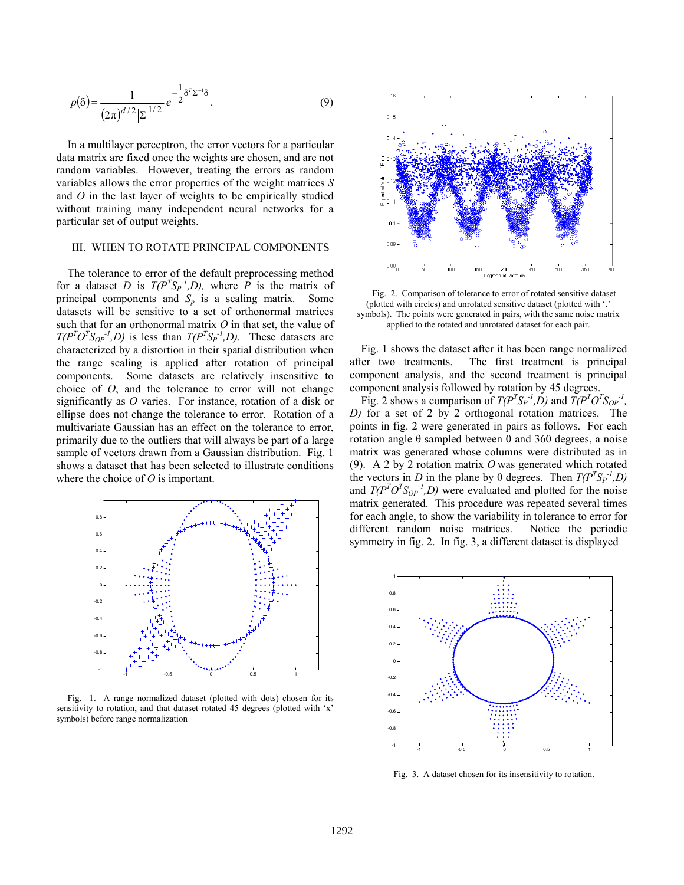$$p(\delta) = \frac{1}{(2\pi)^{d/2}|\Sigma|^{1/2}} e^{-\frac{1}{2}\delta^T\Sigma^{-1}\delta}. \tag{9}$$

In a multilayer perceptron, the error vectors for a particular data matrix are fixed once the weights are chosen, and are not random variables. However, treating the errors as random variables allows the error properties of the weight matrices $S$ and $O$ in the last layer of weights to be empirically studied without training many independent neural networks for a particular set of output weights.

## III. When to Rotate Principal Components

The tolerance to error of the default preprocessing method for a dataset $D$ is $T(P^T S_P^{-1}, D)$, where $P$ is the matrix of principal components and $S_p$ is a scaling matrix. Some datasets will be sensitive to a set of orthonormal matrices such that for an orthonormal matrix $O$ in that set, the value of $T(P^T O^T S_{OP}^{-1}, D)$ is less than $T(P^T S_P^{-1}, D)$. These datasets are characterized by a distortion in their spatial distribution when the range scaling is applied after rotation of principal components. Some datasets are relatively insensitive to choice of $O$, and the tolerance to error will not change significantly as $O$ varies. For instance, rotation of a disk or ellipse does not change the tolerance to error. Rotation of a multivariate Gaussian has an effect on the tolerance to error, primarily due to the outliers that will always be part of a large sample of vectors drawn from a Gaussian distribution. Fig. 1 shows a dataset that has been selected to illustrate conditions where the choice of $O$ is important.

Fig. 1. A range normalized dataset (plotted with dots) chosen for its sensitivity to rotation, and that dataset rotated 45 degrees (plotted with 'x' symbols) before range normalization

Fig. 2. Comparison of tolerance to error of rotated sensitive dataset (plotted with circles) and unrotated sensitive dataset (plotted with '.' symbols). The points were generated in pairs, with the same noise matrix applied to the rotated and unrotated dataset for each pair.

Fig. 1 shows the dataset after it has been range normalized after two treatments. The first treatment is principal component analysis, and the second treatment is principal component analysis followed by rotation by 45 degrees.

Fig. 2 shows a comparison of $T(P^T S_P^{-1}, D)$ and $T(P^T O^T S_{OP}^{-1}, D)$ for a set of 2 by 2 orthogonal rotation matrices. The points in fig. 2 were generated in pairs as follows. For each rotation angle θ sampled between 0 and 360 degrees, a noise matrix was generated whose columns were distributed as in (9). A 2 by 2 rotation matrix $O$ was generated which rotated the vectors in $D$ in the plane by θ degrees. Then $T(P^T S_P^{-1}, D)$ and $T(P^T O^T S_{OP}^{-1}, D)$ were evaluated and plotted for the noise matrix generated. This procedure was repeated several times for each angle, to show the variability in tolerance to error for different random noise matrices. Notice the periodic symmetry in fig. 2. In fig. 3, a different dataset is displayed

Fig. 3. A dataset chosen for its insensitivity to rotation.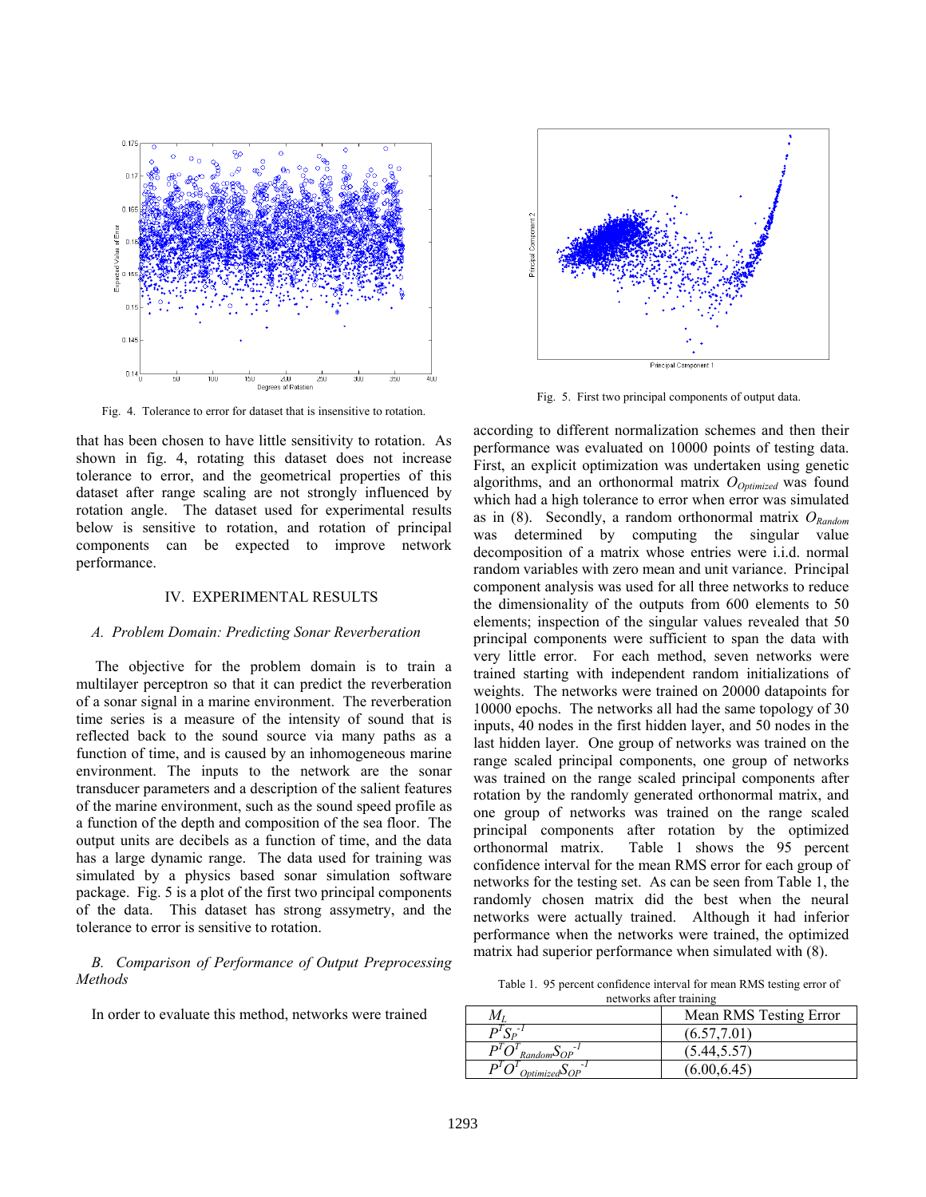Fig. 4. Tolerance to error for dataset that is insensitive to rotation.

Fig. 5. First two principal components of output data.

that has been chosen to have little sensitivity to rotation. As shown in fig. 4, rotating this dataset does not increase tolerance to error, and the geometrical properties of this dataset after range scaling are not strongly influenced by rotation angle. The dataset used for experimental results below is sensitive to rotation, and rotation of principal components can be expected to improve network performance.

## IV. EXPERIMENTAL RESULTS

### *A. Problem Domain: Predicting Sonar Reverberation*

The objective for the problem domain is to train a multilayer perceptron so that it can predict the reverberation of a sonar signal in a marine environment. The reverberation time series is a measure of the intensity of sound that is reflected back to the sound source via many paths as a function of time, and is caused by an inhomogeneous marine environment. The inputs to the network are the sonar transducer parameters and a description of the salient features of the marine environment, such as the sound speed profile as a function of the depth and composition of the sea floor. The output units are decibels as a function of time, and the data has a large dynamic range. The data used for training was simulated by a physics based sonar simulation software package. Fig. 5 is a plot of the first two principal components of the data. This dataset has strong assymetry, and the tolerance to error is sensitive to rotation.

### *B. Comparison of Performance of Output Preprocessing Methods*

In order to evaluate this method, networks were trained according to different normalization schemes and then their performance was evaluated on 10000 points of testing data. First, an explicit optimization was undertaken using genetic algorithms, and an orthonormal matrix $O_{Optimized}$ was found which had a high tolerance to error when error was simulated as in (8). Secondly, a random orthonormal matrix $O_{Random}$ was determined by computing the singular value decomposition of a matrix whose entries were i.i.d. normal random variables with zero mean and unit variance. Principal component analysis was used for all three networks to reduce the dimensionality of the outputs from 600 elements to 50 elements; inspection of the singular values revealed that 50 principal components were sufficient to span the data with very little error. For each method, seven networks were trained starting with independent random initializations of weights. The networks were trained on 20000 datapoints for 10000 epochs. The networks all had the same topology of 30 inputs, 40 nodes in the first hidden layer, and 50 nodes in the last hidden layer. One group of networks was trained on the range scaled principal components, one group of networks was trained on the range scaled principal components after rotation by the randomly generated orthonormal matrix, and one group of networks was trained on the range scaled principal components after rotation by the optimized orthonormal matrix. Table 1 shows the 95 percent confidence interval for the mean RMS error for each group of networks for the testing set. As can be seen from Table 1, the randomly chosen matrix did the best when the neural networks were actually trained. Although it had inferior performance when the networks were trained, the optimized matrix had superior performance when simulated with (8).

Table 1. 95 percent confidence interval for mean RMS testing error of networks after training

| $M_L$ | Mean RMS Testing Error |
|---|---|
| $P^T S_P^{-1}$ | (6.57,7.01) |
| $P^T O^T_{Random} S_{OP}^{-1}$ | (5.44,5.57) |
| $P^T O^T_{Optimized} S_{OP}^{-1}$ | (6.00,6.45) |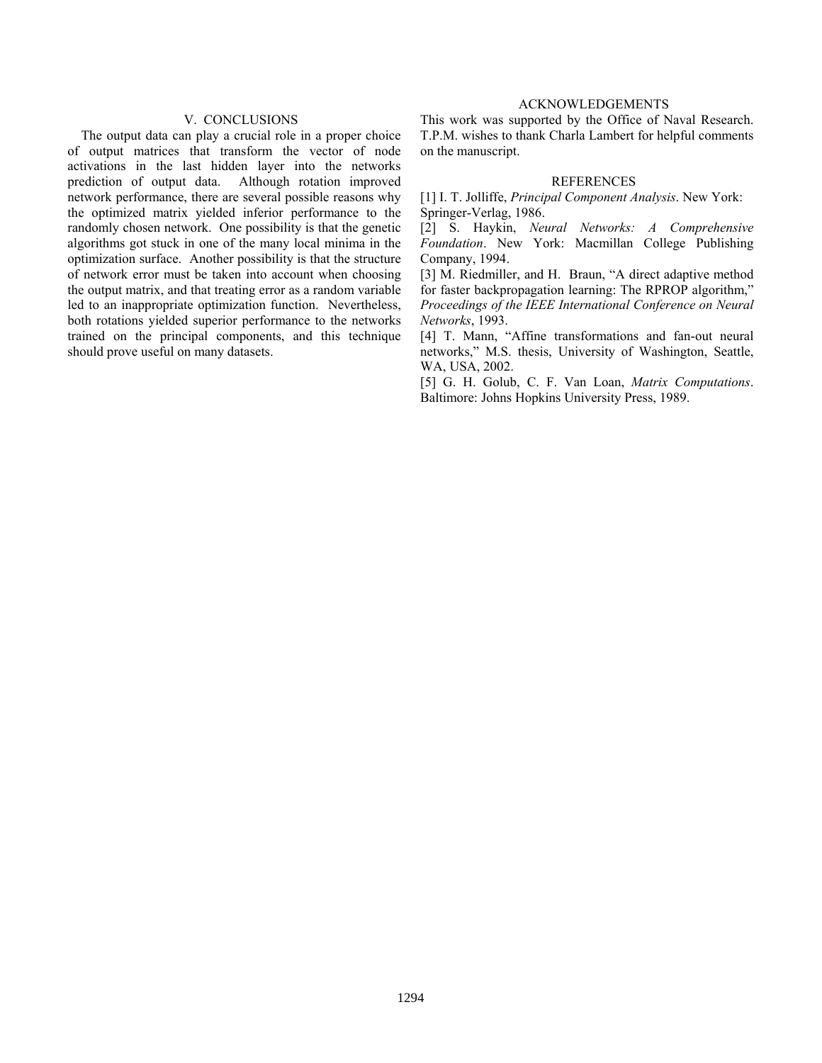## V. CONCLUSIONS

The output data can play a crucial role in a proper choice of output matrices that transform the vector of node activations in the last hidden layer into the networks prediction of output data. Although rotation improved network performance, there are several possible reasons why the optimized matrix yielded inferior performance to the randomly chosen network. One possibility is that the genetic algorithms got stuck in one of the many local minima in the optimization surface. Another possibility is that the structure of network error must be taken into account when choosing the output matrix, and that treating error as a random variable led to an inappropriate optimization function. Nevertheless, both rotations yielded superior performance to the networks trained on the principal components, and this technique should prove useful on many datasets.

## ACKNOWLEDGEMENTS

This work was supported by the Office of Naval Research. T.P.M. wishes to thank Charla Lambert for helpful comments on the manuscript.

## REFERENCES

[1] I. T. Jolliffe, *Principal Component Analysis*. New York: Springer-Verlag, 1986.

[2] S. Haykin, *Neural Networks: A Comprehensive Foundation*. New York: Macmillan College Publishing Company, 1994.

[3] M. Riedmiller, and H. Braun, "A direct adaptive method for faster backpropagation learning: The RPROP algorithm," *Proceedings of the IEEE International Conference on Neural Networks*, 1993.

[4] T. Mann, "Affine transformations and fan-out neural networks," M.S. thesis, University of Washington, Seattle, WA, USA, 2002.

[5] G. H. Golub, C. F. Van Loan, *Matrix Computations*. Baltimore: Johns Hopkins University Press, 1989.